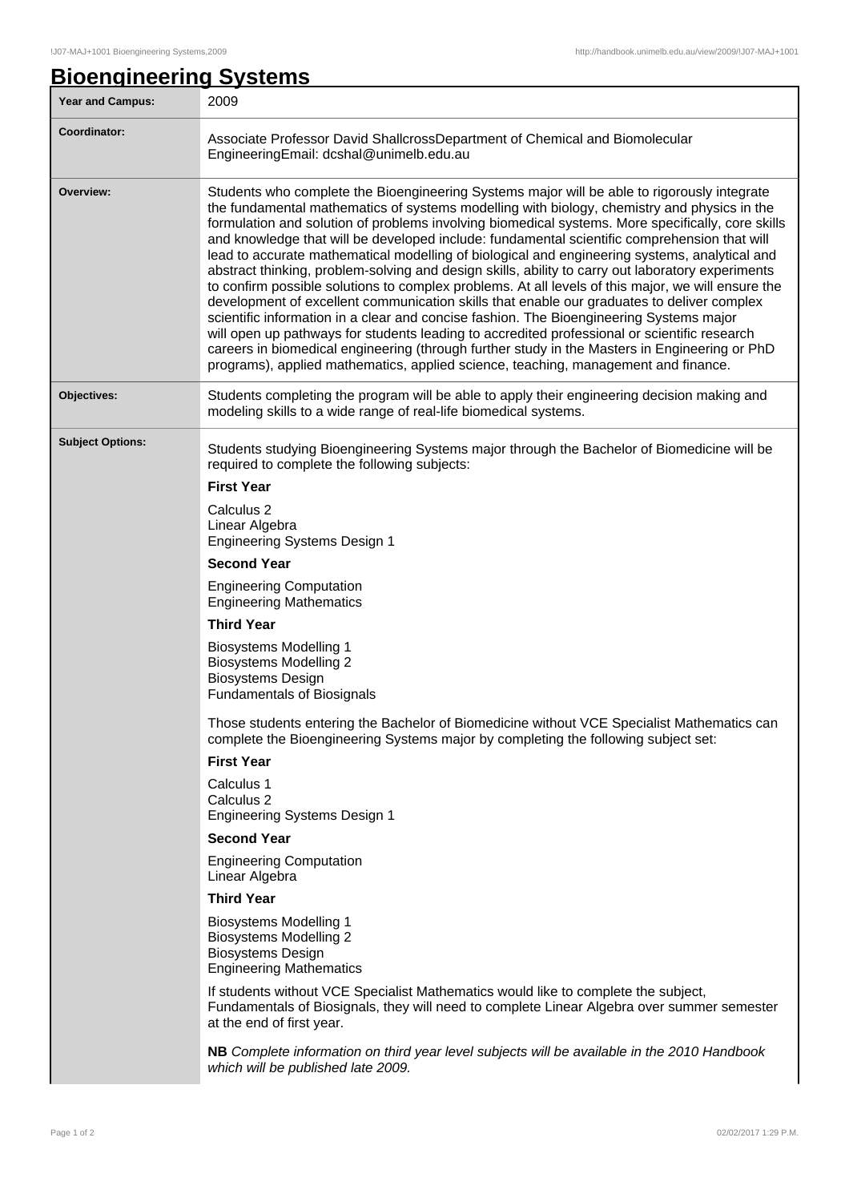# Bioengineering Systems

| Year and Campus: | 2009 |
| --- | --- |
| Coordinator: | Associate Professor David ShallcrossDepartment of Chemical and Biomolecular EngineeringEmail: dcshal@unimelb.edu.au |
| Overview: | Students who complete the Bioengineering Systems major will be able to rigorously integrate the fundamental mathematics of systems modelling with biology, chemistry and physics in the formulation and solution of problems involving biomedical systems. More specifically, core skills and knowledge that will be developed include: fundamental scientific comprehension that will lead to accurate mathematical modelling of biological and engineering systems, analytical and abstract thinking, problem-solving and design skills, ability to carry out laboratory experiments to confirm possible solutions to complex problems. At all levels of this major, we will ensure the development of excellent communication skills that enable our graduates to deliver complex scientific information in a clear and concise fashion. The Bioengineering Systems major will open up pathways for students leading to accredited professional or scientific research careers in biomedical engineering (through further study in the Masters in Engineering or PhD programs), applied mathematics, applied science, teaching, management and finance. |
| Objectives: | Students completing the program will be able to apply their engineering decision making and modeling skills to a wide range of real-life biomedical systems. |
| Subject Options: | Students studying Bioengineering Systems major through the Bachelor of Biomedicine will be required to complete the following subjects:<br><br>**First Year**<br><br>Calculus 2<br>Linear Algebra<br>Engineering Systems Design 1<br><br>**Second Year**<br><br>Engineering Computation<br>Engineering Mathematics<br><br>**Third Year**<br><br>Biosystems Modelling 1<br>Biosystems Modelling 2<br>Biosystems Design<br>Fundamentals of Biosignals<br><br>Those students entering the Bachelor of Biomedicine without VCE Specialist Mathematics can complete the Bioengineering Systems major by completing the following subject set:<br><br>**First Year**<br><br>Calculus 1<br>Calculus 2<br>Engineering Systems Design 1<br><br>**Second Year**<br><br>Engineering Computation<br>Linear Algebra<br><br>**Third Year**<br><br>Biosystems Modelling 1<br>Biosystems Modelling 2<br>Biosystems Design<br>Engineering Mathematics<br><br>If students without VCE Specialist Mathematics would like to complete the subject, Fundamentals of Biosignals, they will need to complete Linear Algebra over summer semester at the end of first year.<br><br>**NB** *Complete information on third year level subjects will be available in the 2010 Handbook which will be published late 2009.* |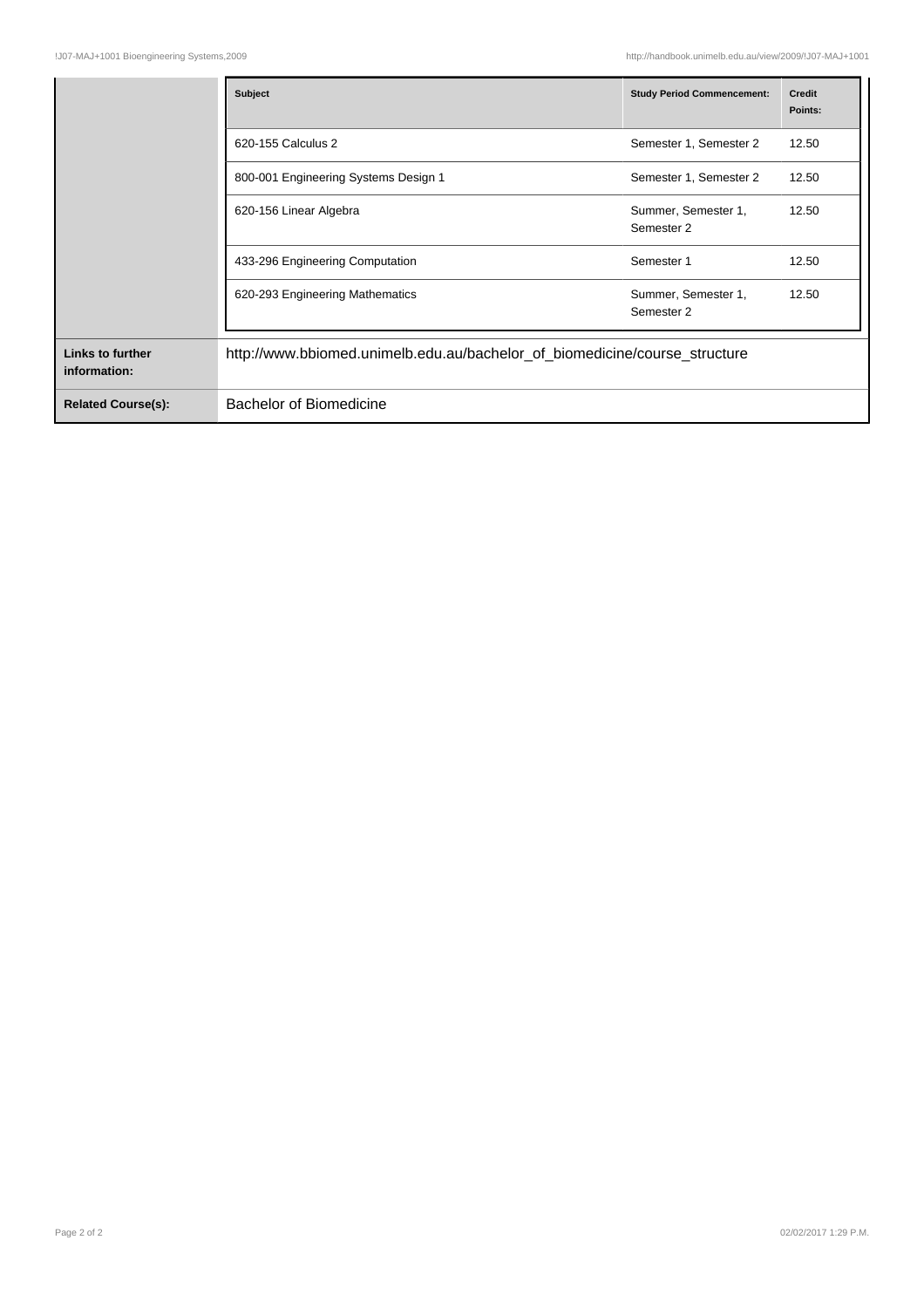| Subject | Study Period Commencement: | Credit Points: |
| --- | --- | --- |
| 620-155 Calculus 2 | Semester 1, Semester 2 | 12.50 |
| 800-001 Engineering Systems Design 1 | Semester 1, Semester 2 | 12.50 |
| 620-156 Linear Algebra | Summer, Semester 1, Semester 2 | 12.50 |
| 433-296 Engineering Computation | Semester 1 | 12.50 |
| 620-293 Engineering Mathematics | Summer, Semester 1, Semester 2 | 12.50 |

| | |
| --- | --- |
| **Links to further information:** | http://www.bbiomed.unimelb.edu.au/bachelor_of_biomedicine/course_structure |
| **Related Course(s):** | Bachelor of Biomedicine |